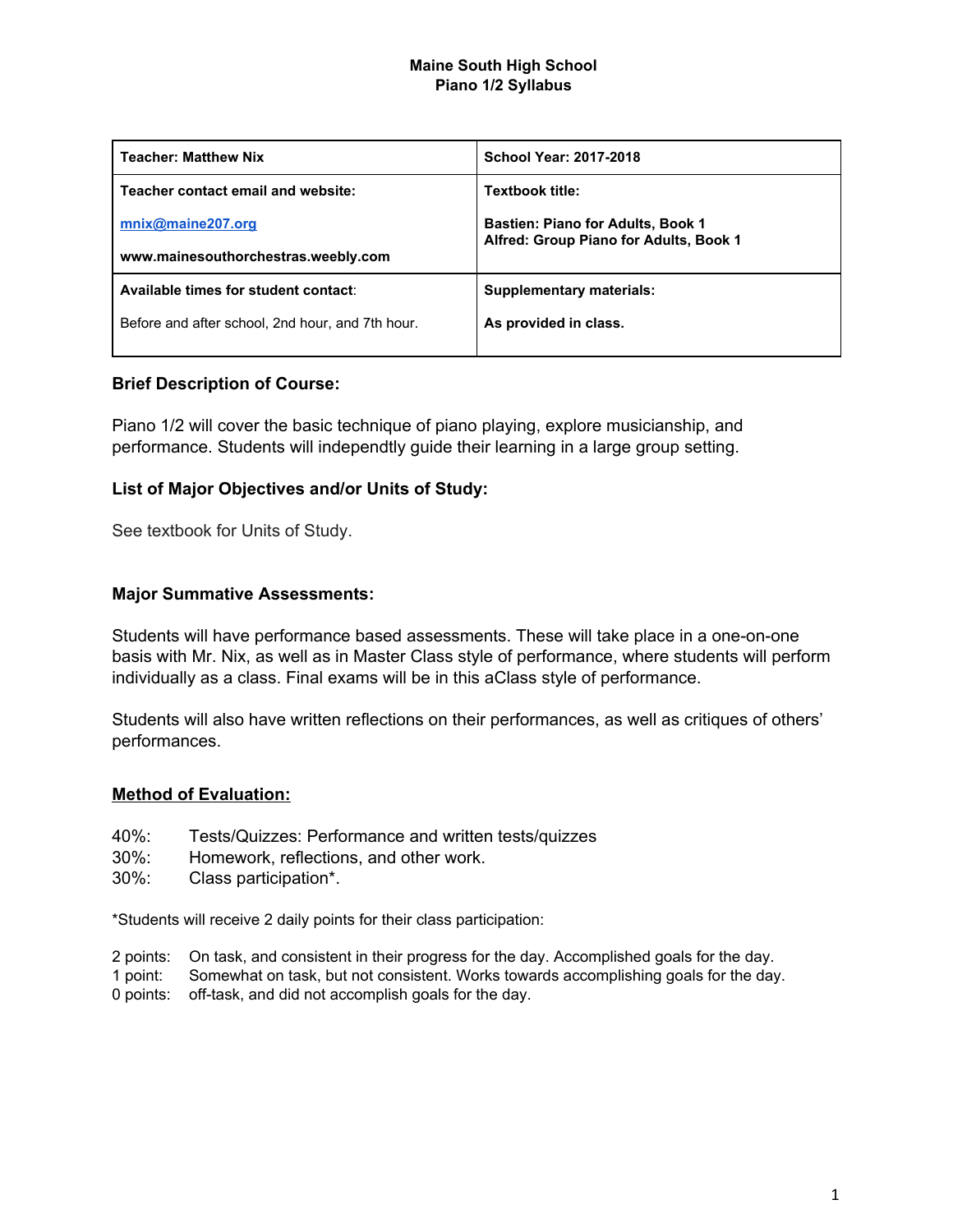**Maine South High School**
**Piano 1/2 Syllabus**

| **Teacher: Matthew Nix** | **School Year: 2017-2018** |
|---|---|
| **Teacher contact email and website:**<br><br>**mnix@maine207.org**<br><br>**www.mainesouthorchestras.weebly.com** | **Textbook title:**<br><br>**Bastien: Piano for Adults, Book 1**<br>**Alfred: Group Piano for Adults, Book 1** |
| **Available times for student contact**:<br><br>Before and after school, 2nd hour, and 7th hour. | **Supplementary materials:**<br><br>**As provided in class.** |

### Brief Description of Course:

Piano 1/2 will cover the basic technique of piano playing, explore musicianship, and performance. Students will independtly guide their learning in a large group setting.

### List of Major Objectives and/or Units of Study:

See textbook for Units of Study.

### Major Summative Assessments:

Students will have performance based assessments. These will take place in a one-on-one basis with Mr. Nix, as well as in Master Class style of performance, where students will perform individually as a class. Final exams will be in this aClass style of performance.

Students will also have written reflections on their performances, as well as critiques of others' performances.

### Method of Evaluation:

40%: Tests/Quizzes: Performance and written tests/quizzes
30%: Homework, reflections, and other work.
30%: Class participation*.

*Students will receive 2 daily points for their class participation:

2 points: On task, and consistent in their progress for the day. Accomplished goals for the day.
1 point: Somewhat on task, but not consistent. Works towards accomplishing goals for the day.
0 points: off-task, and did not accomplish goals for the day.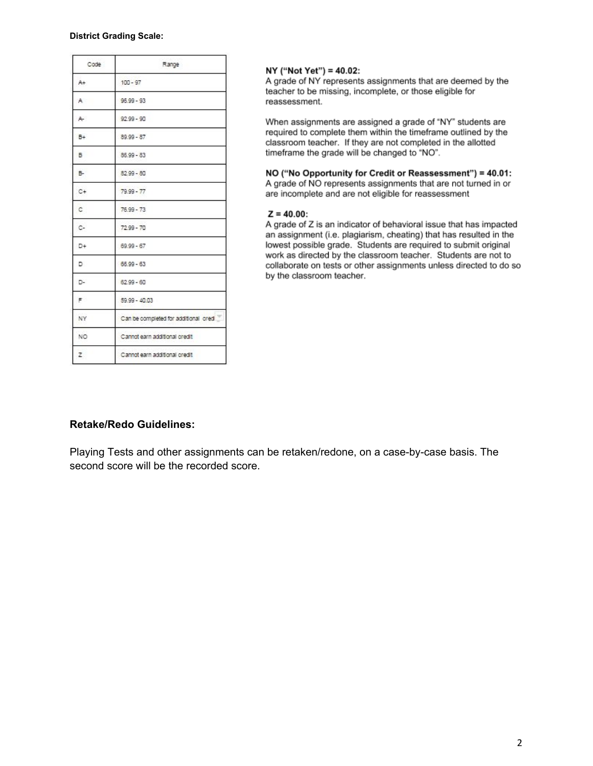**District Grading Scale:**

| Code | Range |
|---|---|
| A+ | 100 - 97 |
| A | 96.99 - 93 |
| A- | 92.99 - 90 |
| B+ | 89.99 - 87 |
| B | 86.99 - 83 |
| B- | 82.99 - 80 |
| C+ | 79.99 - 77 |
| C | 76.99 - 73 |
| C- | 72.99 - 70 |
| D+ | 69.99 - 67 |
| D | 66.99 - 63 |
| D- | 62.99 - 60 |
| F | 59.99 - 40.03 |
| NY | Can be completed for additional cred |
| NO | Cannot earn additional credit |
| Z | Cannot earn additional credit |

**NY ("Not Yet") = 40.02:**
A grade of NY represents assignments that are deemed by the teacher to be missing, incomplete, or those eligible for reassessment.

When assignments are assigned a grade of "NY" students are required to complete them within the timeframe outlined by the classroom teacher. If they are not completed in the allotted timeframe the grade will be changed to "NO".

**NO ("No Opportunity for Credit or Reassessment") = 40.01:**
A grade of NO represents assignments that are not turned in or are incomplete and are not eligible for reassessment

**Z = 40.00:**
A grade of Z is an indicator of behavioral issue that has impacted an assignment (i.e. plagiarism, cheating) that has resulted in the lowest possible grade. Students are required to submit original work as directed by the classroom teacher. Students are not to collaborate on tests or other assignments unless directed to do so by the classroom teacher.

### Retake/Redo Guidelines:

Playing Tests and other assignments can be retaken/redone, on a case-by-case basis. The second score will be the recorded score.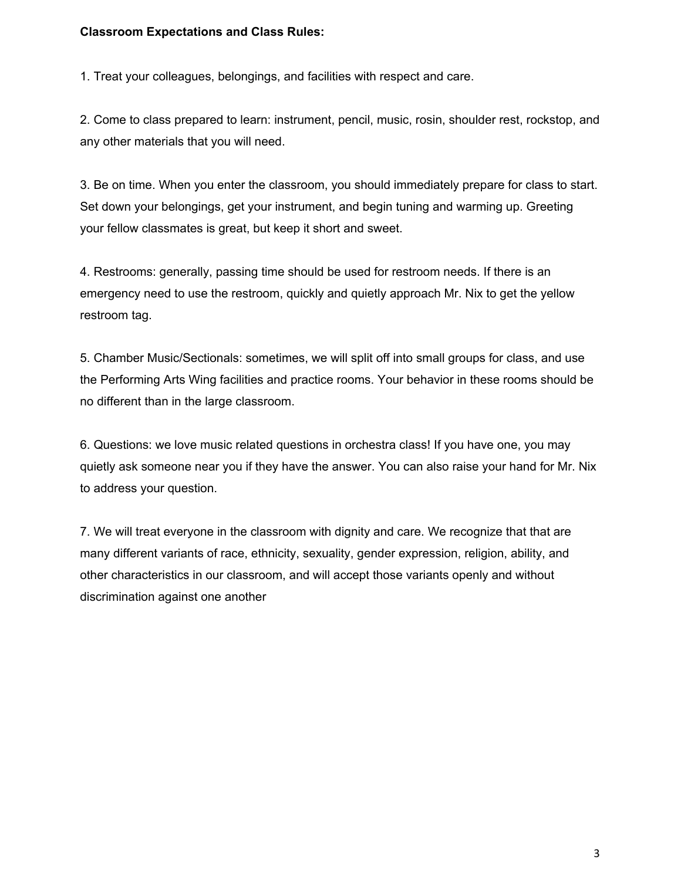**Classroom Expectations and Class Rules:**

1. Treat your colleagues, belongings, and facilities with respect and care.

2. Come to class prepared to learn: instrument, pencil, music, rosin, shoulder rest, rockstop, and any other materials that you will need.

3. Be on time. When you enter the classroom, you should immediately prepare for class to start. Set down your belongings, get your instrument, and begin tuning and warming up. Greeting your fellow classmates is great, but keep it short and sweet.

4. Restrooms: generally, passing time should be used for restroom needs. If there is an emergency need to use the restroom, quickly and quietly approach Mr. Nix to get the yellow restroom tag.

5. Chamber Music/Sectionals: sometimes, we will split off into small groups for class, and use the Performing Arts Wing facilities and practice rooms. Your behavior in these rooms should be no different than in the large classroom.

6. Questions: we love music related questions in orchestra class! If you have one, you may quietly ask someone near you if they have the answer. You can also raise your hand for Mr. Nix to address your question.

7. We will treat everyone in the classroom with dignity and care. We recognize that that are many different variants of race, ethnicity, sexuality, gender expression, religion, ability, and other characteristics in our classroom, and will accept those variants openly and without discrimination against one another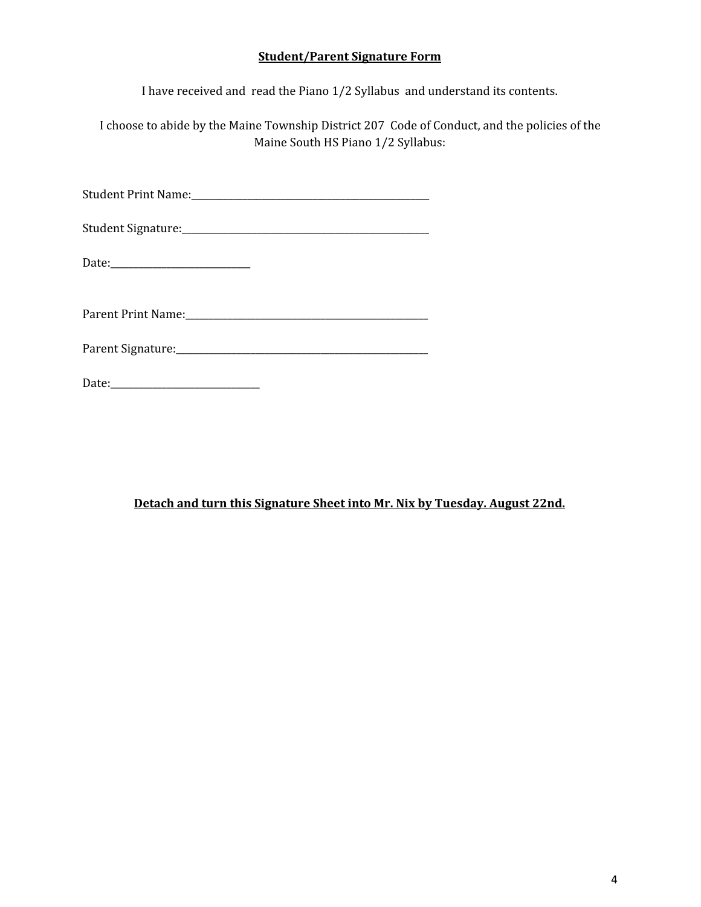**Student/Parent Signature Form**

I have received and read the Piano 1/2 Syllabus and understand its contents.

I choose to abide by the Maine Township District 207 Code of Conduct, and the policies of the Maine South HS Piano 1/2 Syllabus:

Student Print Name:_______________________________________________

Student Signature:_______________________________________________

Date:_________________________

Parent Print Name:_______________________________________________

Parent Signature:_______________________________________________

Date:___________________________

**Detach and turn this Signature Sheet into Mr. Nix by Tuesday. August 22nd.**